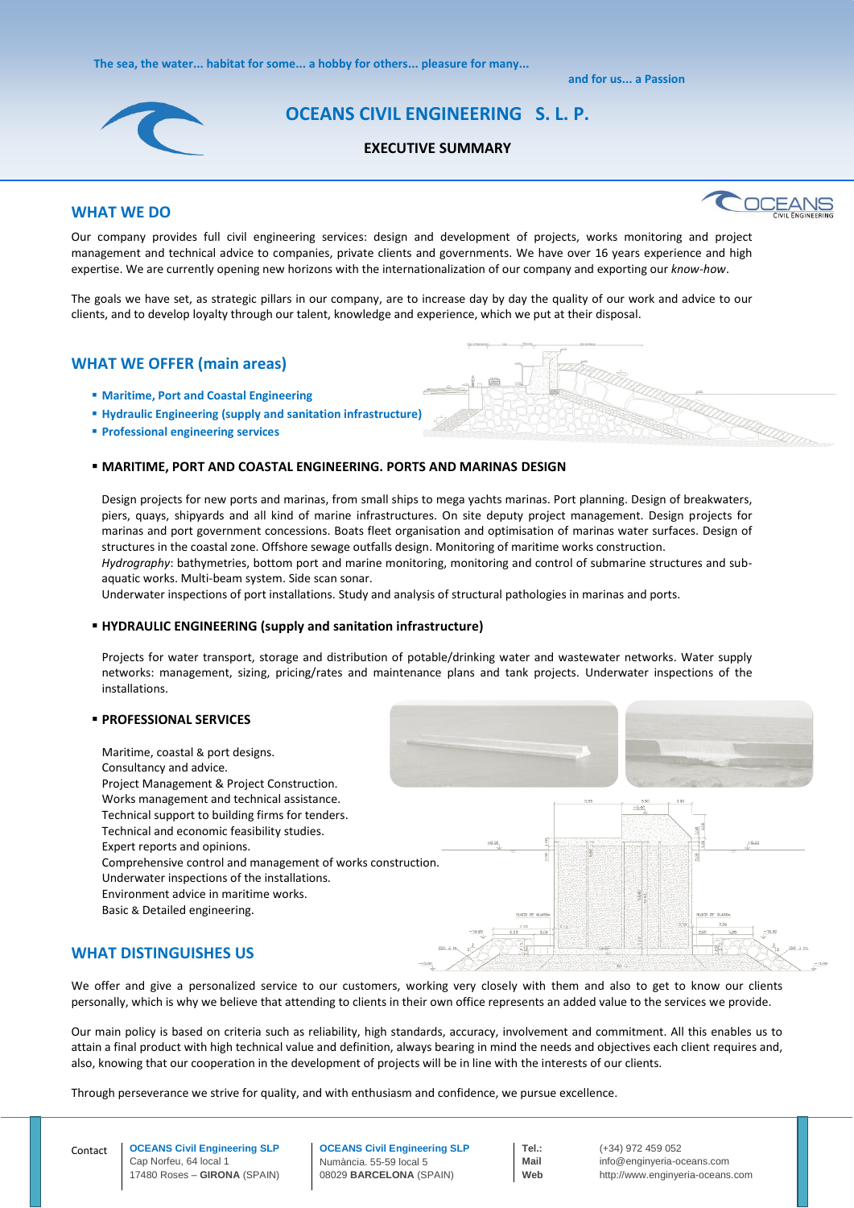The sea, the water... habitat for some... a hobby for others... pleasure for many...

and for us... a Passion

# OCEANS CIVIL ENGINEERING S. L. P.

**EXECUTIVE SUMMARY**

## WHAT WE DO

Our company provides full civil engineering services: design and development of projects, works monitoring and project management and technical advice to companies, private clients and governments. We have over 16 years experience and high expertise. We are currently opening new horizons with the internationalization of our company and exporting our *know-how*.

The goals we have set, as strategic pillars in our company, are to increase day by day the quality of our work and advice to our clients, and to develop loyalty through our talent, knowledge and experience, which we put at their disposal.

## WHAT WE OFFER (main areas)

- **Maritime, Port and Coastal Engineering**
- **Hydraulic Engineering (supply and sanitation infrastructure)**
- **Professional engineering services**

### MARITIME, PORT AND COASTAL ENGINEERING. PORTS AND MARINAS DESIGN

Design projects for new ports and marinas, from small ships to mega yachts marinas. Port planning. Design of breakwaters, piers, quays, shipyards and all kind of marine infrastructures. On site deputy project management. Design projects for marinas and port government concessions. Boats fleet organisation and optimisation of marinas water surfaces. Design of structures in the coastal zone. Offshore sewage outfalls design. Monitoring of maritime works construction.
*Hydrography*: bathymetries, bottom port and marine monitoring, monitoring and control of submarine structures and sub-aquatic works. Multi-beam system. Side scan sonar.
Underwater inspections of port installations. Study and analysis of structural pathologies in marinas and ports.

### HYDRAULIC ENGINEERING (supply and sanitation infrastructure)

Projects for water transport, storage and distribution of potable/drinking water and wastewater networks. Water supply networks: management, sizing, pricing/rates and maintenance plans and tank projects. Underwater inspections of the installations.

### PROFESSIONAL SERVICES

Maritime, coastal & port designs.
Consultancy and advice.
Project Management & Project Construction.
Works management and technical assistance.
Technical support to building firms for tenders.
Technical and economic feasibility studies.
Expert reports and opinions.
Comprehensive control and management of works construction.
Underwater inspections of the installations.
Environment advice in maritime works.
Basic & Detailed engineering.

## WHAT DISTINGUISHES US

We offer and give a personalized service to our customers, working very closely with them and also to get to know our clients personally, which is why we believe that attending to clients in their own office represents an added value to the services we provide.

Our main policy is based on criteria such as reliability, high standards, accuracy, involvement and commitment. All this enables us to attain a final product with high technical value and definition, always bearing in mind the needs and objectives each client requires and, also, knowing that our cooperation in the development of projects will be in line with the interests of our clients.

Through perseverance we strive for quality, and with enthusiasm and confidence, we pursue excellence.

Contact

**OCEANS Civil Engineering SLP**
Cap Norfeu, 64 local 1
17480 Roses – **GIRONA** (SPAIN)

**OCEANS Civil Engineering SLP**
Numància. 55-59 local 5
08029 **BARCELONA** (SPAIN)

**Tel.:** (+34) 972 459 052
**Mail** info@enginyeria-oceans.com
**Web** http://www.enginyeria-oceans.com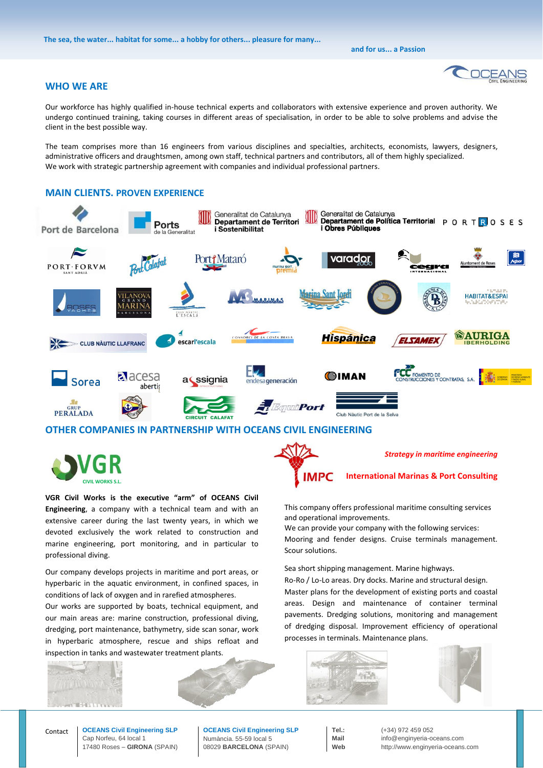The sea, the water... habitat for some... a hobby for others... pleasure for many...

and for us... a Passion

## WHO WE ARE

Our workforce has highly qualified in-house technical experts and collaborators with extensive experience and proven authority. We undergo continued training, taking courses in different areas of specialisation, in order to be able to solve problems and advise the client in the best possible way.

The team comprises more than 16 engineers from various disciplines and specialties, architects, economists, lawyers, designers, administrative officers and draughtsmen, among own staff, technical partners and contributors, all of them highly specialized.
We work with strategic partnership agreement with companies and individual professional partners.

## MAIN CLIENTS. PROVEN EXPERIENCE

## OTHER COMPANIES IN PARTNERSHIP WITH OCEANS CIVIL ENGINEERING

**VGR Civil Works is the executive "arm" of OCEANS Civil Engineering**, a company with a technical team and with an extensive career during the last twenty years, in which we devoted exclusively the work related to construction and marine engineering, port monitoring, and in particular to professional diving.

Our company develops projects in maritime and port areas, or hyperbaric in the aquatic environment, in confined spaces, in conditions of lack of oxygen and in rarefied atmospheres.
Our works are supported by boats, technical equipment, and our main areas are: marine construction, professional diving, dredging, port maintenance, bathymetry, side scan sonar, work in hyperbaric atmosphere, rescue and ships refloat and inspection in tanks and wastewater treatment plants.

*Strategy in maritime engineering*

**International Marinas & Port Consulting**

This company offers professional maritime consulting services and operational improvements.
We can provide your company with the following services:
Mooring and fender designs. Cruise terminals management. Scour solutions.

Sea short shipping management. Marine highways.
Ro-Ro / Lo-Lo areas. Dry docks. Marine and structural design.
Master plans for the development of existing ports and coastal areas. Design and maintenance of container terminal pavements. Dredging solutions, monitoring and management of dredging disposal. Improvement efficiency of operational processes in terminals. Maintenance plans.

Contact

**OCEANS Civil Engineering SLP**
Cap Norfeu, 64 local 1
17480 Roses – **GIRONA** (SPAIN)

**OCEANS Civil Engineering SLP**
Numància. 55-59 local 5
08029 **BARCELONA** (SPAIN)

**Tel.:** (+34) 972 459 052
**Mail** info@enginyeria-oceans.com
**Web** http://www.enginyeria-oceans.com